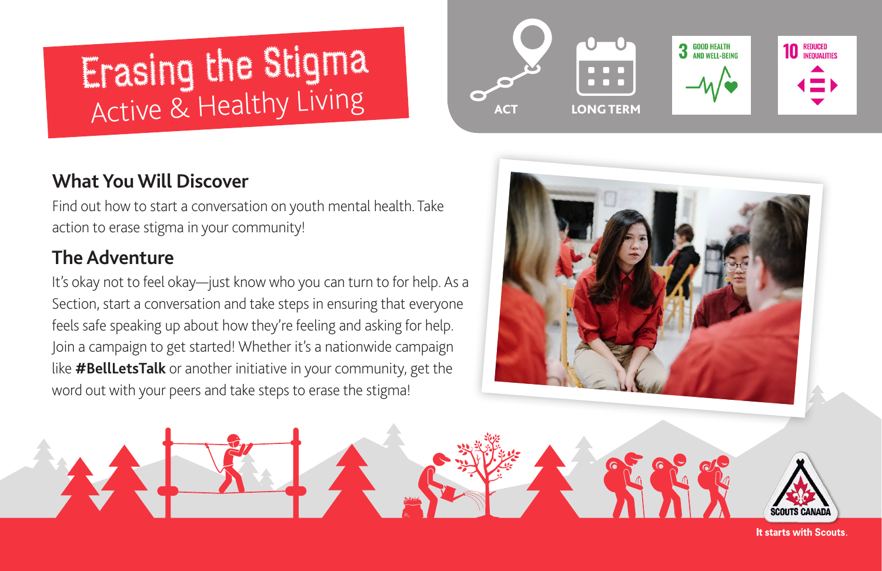# Erasing the Stigma
## Active & Healthy Living

ACT

LONG TERM

3 GOOD HEALTH AND WELL-BEING

10 REDUCED INEQUALITIES

### What You Will Discover

Find out how to start a conversation on youth mental health. Take action to erase stigma in your community!

### The Adventure

It's okay not to feel okay—just know who you can turn to for help. As a Section, start a conversation and take steps in ensuring that everyone feels safe speaking up about how they're feeling and asking for help. Join a campaign to get started! Whether it's a nationwide campaign like **#BellLetsTalk** or another initiative in your community, get the word out with your peers and take steps to erase the stigma!

SCOUTS CANADA

It starts with Scouts.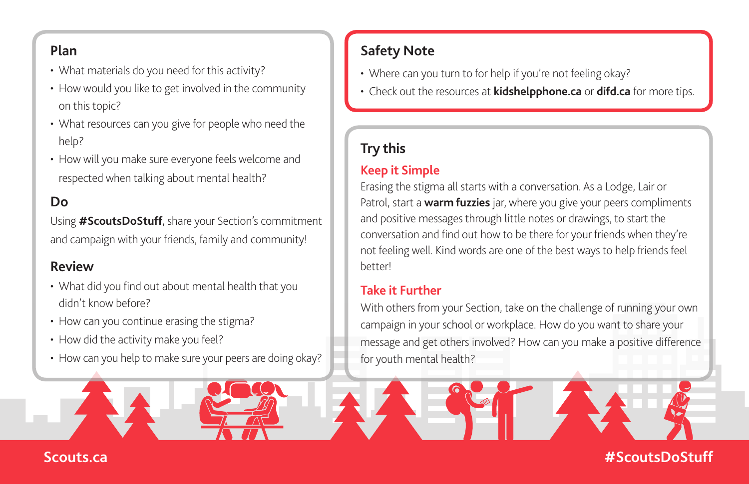## Plan

- What materials do you need for this activity?
- How would you like to get involved in the community on this topic?
- What resources can you give for people who need the help?
- How will you make sure everyone feels welcome and respected when talking about mental health?

## Do

Using **#ScoutsDoStuff**, share your Section's commitment and campaign with your friends, family and community!

## Review

- What did you find out about mental health that you didn't know before?
- How can you continue erasing the stigma?
- How did the activity make you feel?
- How can you help to make sure your peers are doing okay?

## Safety Note

- Where can you turn to for help if you're not feeling okay?
- Check out the resources at **kidshelpphone.ca** or **difd.ca** for more tips.

## Try this

### Keep it Simple

Erasing the stigma all starts with a conversation. As a Lodge, Lair or Patrol, start a **warm fuzzies** jar, where you give your peers compliments and positive messages through little notes or drawings, to start the conversation and find out how to be there for your friends when they're not feeling well. Kind words are one of the best ways to help friends feel better!

### Take it Further

With others from your Section, take on the challenge of running your own campaign in your school or workplace. How do you want to share your message and get others involved? How can you make a positive difference for youth mental health?

Scouts.ca

#ScoutsDoStuff